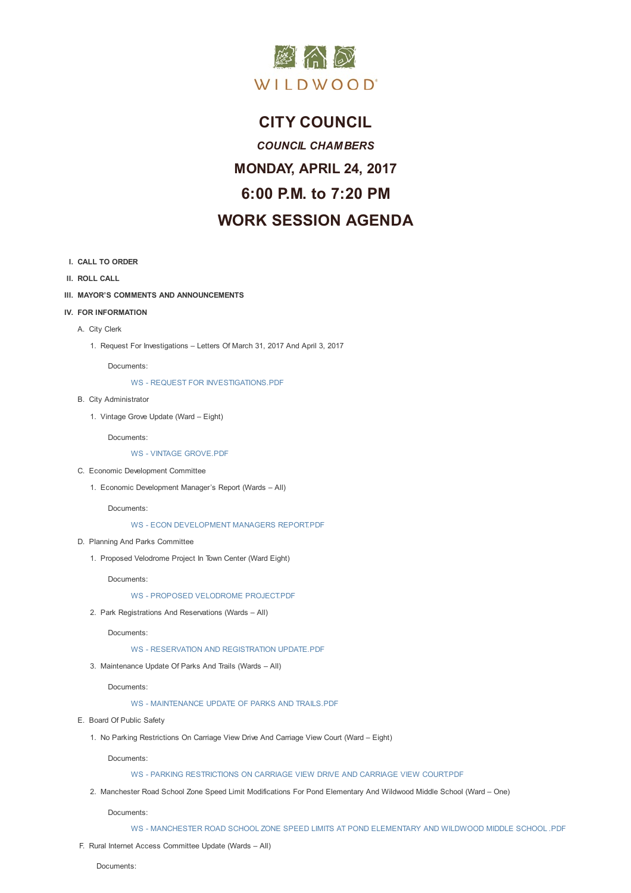WILDWOOD®

# CITY COUNCIL

### *COUNCIL CHAMBERS*

## MONDAY, APRIL 24, 2017

## 6:00 P.M. to 7:20 PM

## WORK SESSION AGENDA

**I. CALL TO ORDER**

**II. ROLL CALL**

**III. MAYOR'S COMMENTS AND ANNOUNCEMENTS**

**IV. FOR INFORMATION**

A. City Clerk

1. Request For Investigations – Letters Of March 31, 2017 And April 3, 2017

Documents:

WS - REQUEST FOR INVESTIGATIONS.PDF

B. City Administrator

1. Vintage Grove Update (Ward – Eight)

Documents:

WS - VINTAGE GROVE.PDF

C. Economic Development Committee

1. Economic Development Manager's Report (Wards – All)

Documents:

WS - ECON DEVELOPMENT MANAGERS REPORT.PDF

D. Planning And Parks Committee

1. Proposed Velodrome Project In Town Center (Ward Eight)

Documents:

WS - PROPOSED VELODROME PROJECT.PDF

2. Park Registrations And Reservations (Wards – All)

Documents:

WS - RESERVATION AND REGISTRATION UPDATE.PDF

3. Maintenance Update Of Parks And Trails (Wards – All)

Documents:

WS - MAINTENANCE UPDATE OF PARKS AND TRAILS.PDF

E. Board Of Public Safety

1. No Parking Restrictions On Carriage View Drive And Carriage View Court (Ward – Eight)

Documents:

WS - PARKING RESTRICTIONS ON CARRIAGE VIEW DRIVE AND CARRIAGE VIEW COURT.PDF

2. Manchester Road School Zone Speed Limit Modifications For Pond Elementary And Wildwood Middle School (Ward – One)

Documents:

WS - MANCHESTER ROAD SCHOOL ZONE SPEED LIMITS AT POND ELEMENTARY AND WILDWOOD MIDDLE SCHOOL .PDF

F. Rural Internet Access Committee Update (Wards – All)

Documents: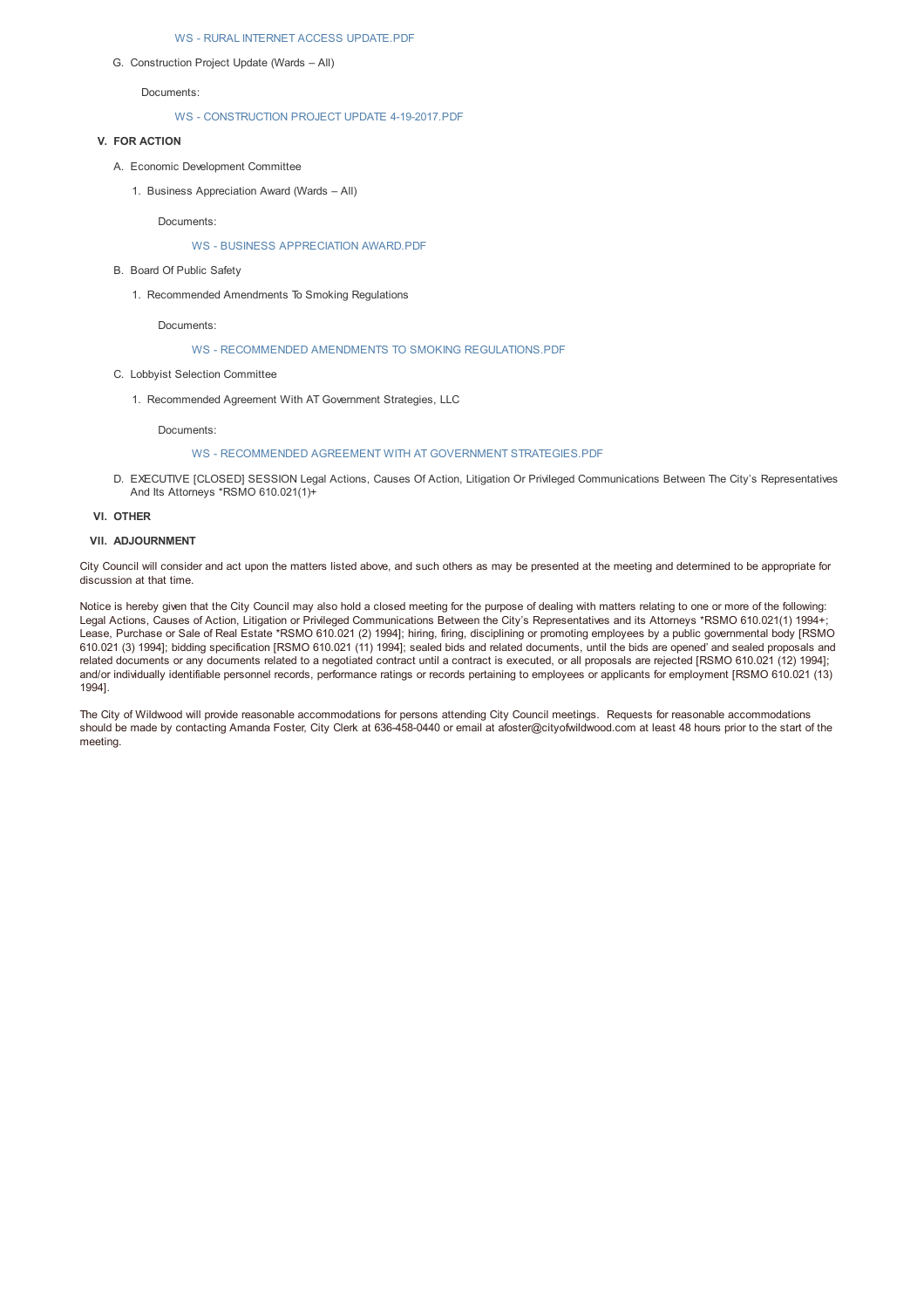WS - RURAL INTERNET ACCESS UPDATE.PDF

G. Construction Project Update (Wards – All)

Documents:

WS - CONSTRUCTION PROJECT UPDATE 4-19-2017.PDF

**V. FOR ACTION**

A. Economic Development Committee

1. Business Appreciation Award (Wards – All)

Documents:

WS - BUSINESS APPRECIATION AWARD.PDF

B. Board Of Public Safety

1. Recommended Amendments To Smoking Regulations

Documents:

WS - RECOMMENDED AMENDMENTS TO SMOKING REGULATIONS.PDF

C. Lobbyist Selection Committee

1. Recommended Agreement With AT Government Strategies, LLC

Documents:

WS - RECOMMENDED AGREEMENT WITH AT GOVERNMENT STRATEGIES.PDF

D. EXECUTIVE [CLOSED] SESSION Legal Actions, Causes Of Action, Litigation Or Privileged Communications Between The City's Representatives And Its Attorneys *RSMO 610.021(1)+

**VI. OTHER**

**VII. ADJOURNMENT**

City Council will consider and act upon the matters listed above, and such others as may be presented at the meeting and determined to be appropriate for discussion at that time.

Notice is hereby given that the City Council may also hold a closed meeting for the purpose of dealing with matters relating to one or more of the following: Legal Actions, Causes of Action, Litigation or Privileged Communications Between the City's Representatives and its Attorneys *RSMO 610.021(1) 1994+; Lease, Purchase or Sale of Real Estate *RSMO 610.021 (2) 1994]; hiring, firing, disciplining or promoting employees by a public governmental body [RSMO 610.021 (3) 1994]; bidding specification [RSMO 610.021 (11) 1994]; sealed bids and related documents, until the bids are opened' and sealed proposals and related documents or any documents related to a negotiated contract until a contract is executed, or all proposals are rejected [RSMO 610.021 (12) 1994]; and/or individually identifiable personnel records, performance ratings or records pertaining to employees or applicants for employment [RSMO 610.021 (13) 1994].

The City of Wildwood will provide reasonable accommodations for persons attending City Council meetings. Requests for reasonable accommodations should be made by contacting Amanda Foster, City Clerk at 636-458-0440 or email at afoster@cityofwildwood.com at least 48 hours prior to the start of the meeting.